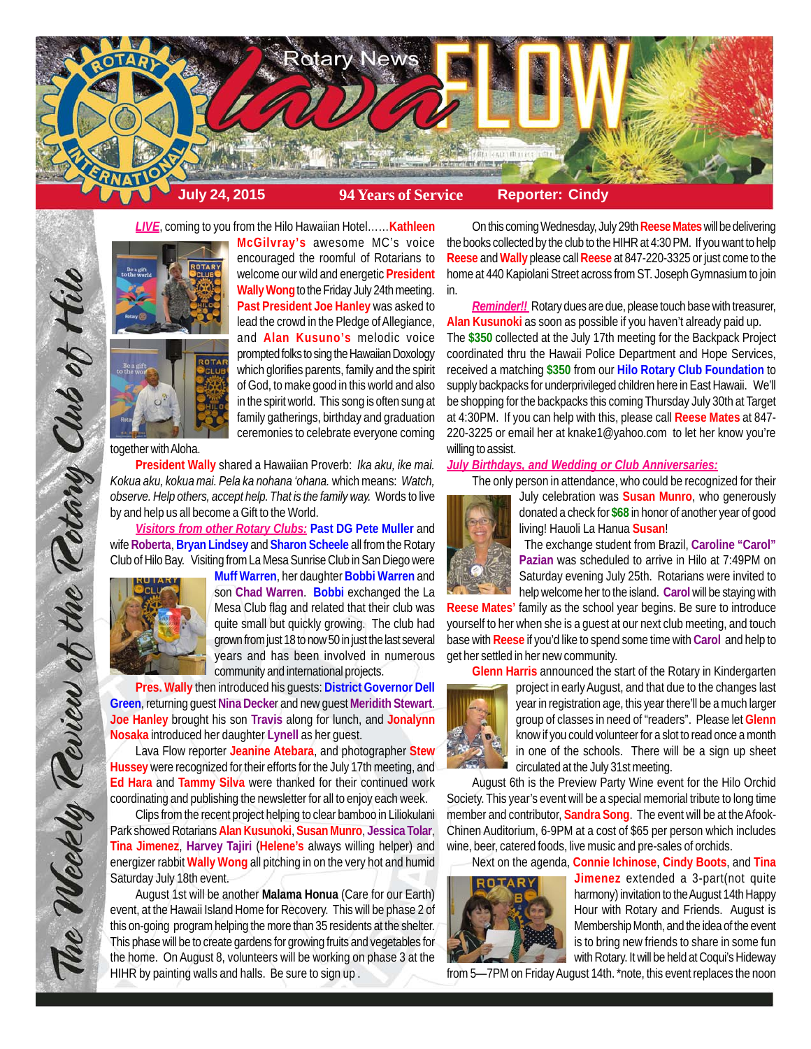# Rotary News lava FLOW

**July 24, 2015** | **94 Years of Service** | **Reporter: Cindy**

*The Weekly Review of the Rotary Club of Hilo*

***LIVE***, coming to you from the Hilo Hawaiian Hotel……**Kathleen McGilvray's** awesome MC's voice encouraged the roomful of Rotarians to welcome our wild and energetic **President Wally Wong** to the Friday July 24th meeting. **Past President Joe Hanley** was asked to lead the crowd in the Pledge of Allegiance, and **Alan Kusuno's** melodic voice prompted folks to sing the Hawaiian Doxology which glorifies parents, family and the spirit of God, to make good in this world and also in the spirit world. This song is often sung at family gatherings, birthday and graduation ceremonies to celebrate everyone coming together with Aloha.

**President Wally** shared a Hawaiian Proverb: *Ika aku, ike mai. Kokua aku, kokua mai. Pela ka nohana 'ohana.* which means: *Watch, observe. Help others, accept help. That is the family way.* Words to live by and help us all become a Gift to the World.

***Visitors from other Rotary Clubs:*** **Past DG Pete Muller** and wife **Roberta**, **Bryan Lindsey** and **Sharon Scheele** all from the Rotary Club of Hilo Bay. Visiting from La Mesa Sunrise Club in San Diego were **Muff Warren**, her daughter **Bobbi Warren** and son **Chad Warren**. **Bobbi** exchanged the La Mesa Club flag and related that their club was quite small but quickly growing. The club had grown from just 18 to now 50 in just the last several years and has been involved in numerous community and international projects.

**Pres. Wally** then introduced his guests: **District Governor Dell Green**, returning guest **Nina Decker** and new guest **Meridith Stewart**. **Joe Hanley** brought his son **Travis** along for lunch, and **Jonalynn Nosaka** introduced her daughter **Lynell** as her guest.

Lava Flow reporter **Jeanine Atebara**, and photographer **Stew Hussey** were recognized for their efforts for the July 17th meeting, and **Ed Hara** and **Tammy Silva** were thanked for their continued work coordinating and publishing the newsletter for all to enjoy each week.

Clips from the recent project helping to clear bamboo in Liliokulani Park showed Rotarians **Alan Kusunoki**, **Susan Munro**, **Jessica Tolar**, **Tina Jimenez**, **Harvey Tajiri** (**Helene's** always willing helper) and energizer rabbit **Wally Wong** all pitching in on the very hot and humid Saturday July 18th event.

August 1st will be another **Malama Honua** (Care for our Earth) event, at the Hawaii Island Home for Recovery. This will be phase 2 of this on-going program helping the more than 35 residents at the shelter. This phase will be to create gardens for growing fruits and vegetables for the home. On August 8, volunteers will be working on phase 3 at the HIHR by painting walls and halls. Be sure to sign up .

On this coming Wednesday, July 29th **Reese Mates** will be delivering the books collected by the club to the HIHR at 4:30 PM. If you want to help **Reese** and **Wally** please call **Reese** at 847-220-3325 or just come to the home at 440 Kapiolani Street across from ST. Joseph Gymnasium to join in.

***Reminder!!*** Rotary dues are due, please touch base with treasurer, **Alan Kusunoki** as soon as possible if you haven't already paid up.

The **$350** collected at the July 17th meeting for the Backpack Project coordinated thru the Hawaii Police Department and Hope Services, received a matching **$350** from our **Hilo Rotary Club Foundation** to supply backpacks for underprivileged children here in East Hawaii. We'll be shopping for the backpacks this coming Thursday July 30th at Target at 4:30PM. If you can help with this, please call **Reese Mates** at 847-220-3225 or email her at knake1@yahoo.com to let her know you're willing to assist.

***July Birthdays, and Wedding or Club Anniversaries:***

The only person in attendance, who could be recognized for their July celebration was **Susan Munro**, who generously donated a check for **$68** in honor of another year of good living! Hauoli La Hanua **Susan**!

The exchange student from Brazil, **Caroline "Carol" Pazian** was scheduled to arrive in Hilo at 7:49PM on Saturday evening July 25th. Rotarians were invited to help welcome her to the island. **Carol** will be staying with **Reese Mates'** family as the school year begins. Be sure to introduce yourself to her when she is a guest at our next club meeting, and touch base with **Reese** if you'd like to spend some time with **Carol** and help to get her settled in her new community.

**Glenn Harris** announced the start of the Rotary in Kindergarten project in early August, and that due to the changes last year in registration age, this year there'll be a much larger group of classes in need of "readers". Please let **Glenn** know if you could volunteer for a slot to read once a month in one of the schools. There will be a sign up sheet circulated at the July 31st meeting.

August 6th is the Preview Party Wine event for the Hilo Orchid Society. This year's event will be a special memorial tribute to long time member and contributor, **Sandra Song**. The event will be at the Afook-Chinen Auditorium, 6-9PM at a cost of $65 per person which includes wine, beer, catered foods, live music and pre-sales of orchids.

Next on the agenda, **Connie Ichinose**, **Cindy Boots**, and **Tina Jimenez** extended a 3-part(not quite harmony) invitation to the August 14th Happy Hour with Rotary and Friends. August is Membership Month, and the idea of the event is to bring new friends to share in some fun with Rotary. It will be held at Coqui's Hideway from 5—7PM on Friday August 14th. *note, this event replaces the noon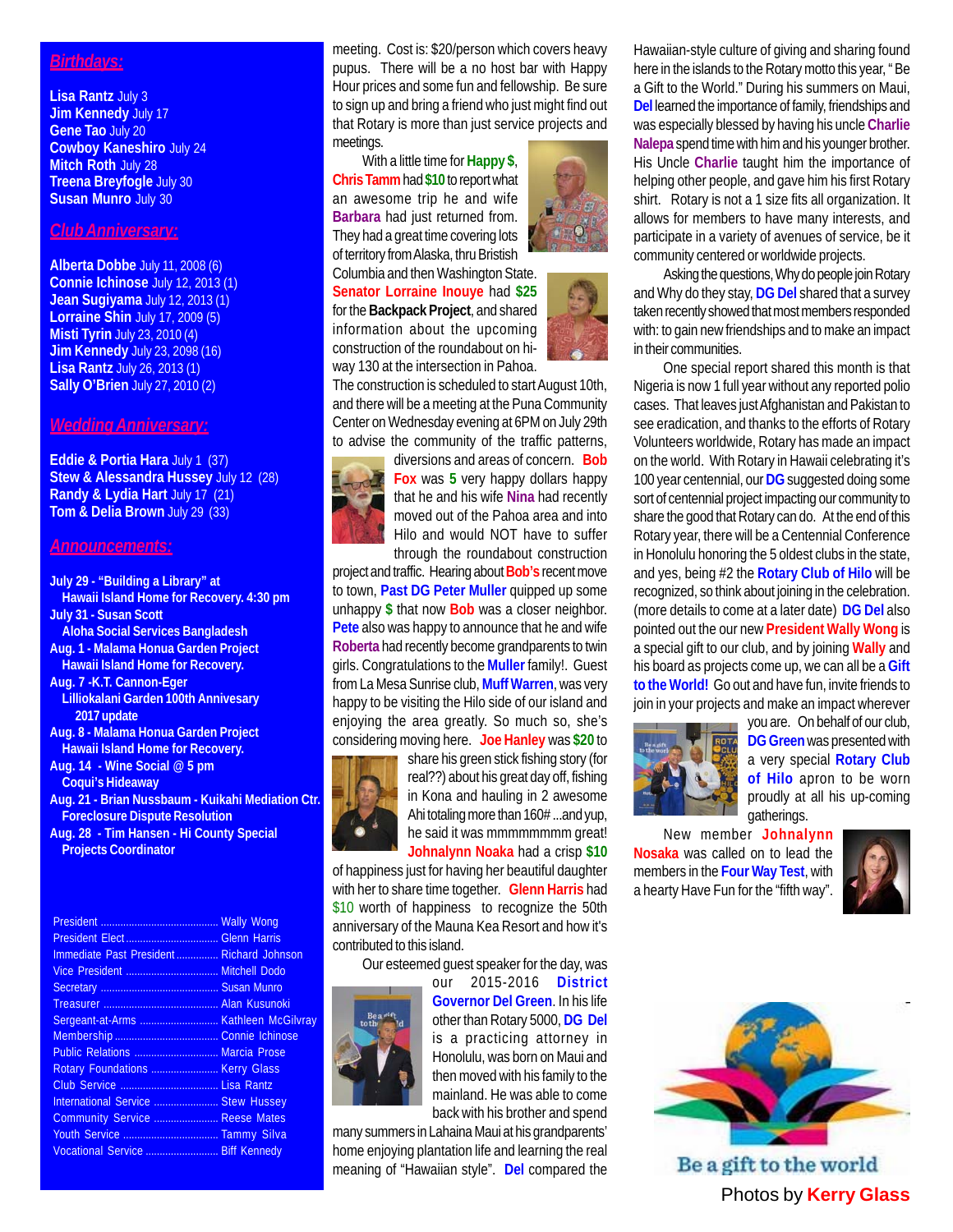## Birthdays:

**Lisa Rantz** July 3
**Jim Kennedy** July 17
**Gene Tao** July 20
**Cowboy Kaneshiro** July 24
**Mitch Roth** July 28
**Treena Breyfogle** July 30
**Susan Munro** July 30

## Club Anniversary:

**Alberta Dobbe** July 11, 2008 (6)
**Connie Ichinose** July 12, 2013 (1)
**Jean Sugiyama** July 12, 2013 (1)
**Lorraine Shin** July 17, 2009 (5)
**Misti Tyrin** July 23, 2010 (4)
**Jim Kennedy** July 23, 2098 (16)
**Lisa Rantz** July 26, 2013 (1)
**Sally O'Brien** July 27, 2010 (2)

## Wedding Anniversary:

**Eddie & Portia Hara** July 1 (37)
**Stew & Alessandra Hussey** July 12 (28)
**Randy & Lydia Hart** July 17 (21)
**Tom & Delia Brown** July 29 (33)

## Announcements:

**July 29 - "Building a Library" at Hawaii Island Home for Recovery. 4:30 pm**
**July 31 - Susan Scott Aloha Social Services Bangladesh**
**Aug. 1 - Malama Honua Garden Project Hawaii Island Home for Recovery.**
**Aug. 7 -K.T. Cannon-Eger Lilliokalani Garden 100th Annivesary 2017 update**
**Aug. 8 - Malama Honua Garden Project Hawaii Island Home for Recovery.**
**Aug. 14 - Wine Social @ 5 pm Coqui's Hideaway**
**Aug. 21 - Brian Nussbaum - Kuikahi Mediation Ctr. Foreclosure Dispute Resolution**
**Aug. 28 - Tim Hansen - Hi County Special Projects Coordinator**

| | |
|---|---|
| President | Wally Wong |
| President Elect | Glenn Harris |
| Immediate Past President | Richard Johnson |
| Vice President | Mitchell Dodo |
| Secretary | Susan Munro |
| Treasurer | Alan Kusunoki |
| Sergeant-at-Arms | Kathleen McGilvray |
| Membership | Connie Ichinose |
| Public Relations | Marcia Prose |
| Rotary Foundations | Kerry Glass |
| Club Service | Lisa Rantz |
| International Service | Stew Hussey |
| Community Service | Reese Mates |
| Youth Service | Tammy Silva |
| Vocational Service | Biff Kennedy |

meeting. Cost is: $20/person which covers heavy pupus. There will be a no host bar with Happy Hour prices and some fun and fellowship. Be sure to sign up and bring a friend who just might find out that Rotary is more than just service projects and meetings.

With a little time for **Happy $**, **Chris Tamm** had **$10** to report what an awesome trip he and wife **Barbara** had just returned from. They had a great time covering lots of territory from Alaska, thru Bristish Columbia and then Washington State. **Senator Lorraine Inouye** had **$25** for the **Backpack Project**, and shared information about the upcoming construction of the roundabout on hi-way 130 at the intersection in Pahoa. The construction is scheduled to start August 10th, and there will be a meeting at the Puna Community Center on Wednesday evening at 6PM on July 29th to advise the community of the traffic patterns, diversions and areas of concern. **Bob Fox** was **5** very happy dollars happy that he and his wife **Nina** had recently moved out of the Pahoa area and into Hilo and would NOT have to suffer through the roundabout construction project and traffic. Hearing about **Bob's** recent move to town, **Past DG Peter Muller** quipped up some unhappy **$** that now **Bob** was a closer neighbor. **Pete** also was happy to announce that he and wife **Roberta** had recently become grandparents to twin girls. Congratulations to the **Muller** family!. Guest from La Mesa Sunrise club, **Muff Warren**, was very happy to be visiting the Hilo side of our island and enjoying the area greatly. So much so, she's considering moving here. **Joe Hanley** was **$20** to share his green stick fishing story (for real??) about his great day off, fishing in Kona and hauling in 2 awesome Ahi totaling more than 160# ...and yup, he said it was mmmmmmmm great! **Johnalynn Noaka** had a crisp **$10** of happiness just for having her beautiful daughter with her to share time together. **Glenn Harris** had $10 worth of happiness to recognize the 50th anniversary of the Mauna Kea Resort and how it's contributed to this island.

Our esteemed guest speaker for the day, was our 2015-2016 **District Governor Del Green**. In his life other than Rotary 5000, **DG Del** is a practicing attorney in Honolulu, was born on Maui and then moved with his family to the mainland. He was able to come back with his brother and spend many summers in Lahaina Maui at his grandparents' home enjoying plantation life and learning the real meaning of "Hawaiian style". **Del** compared the Hawaiian-style culture of giving and sharing found here in the islands to the Rotary motto this year, " Be a Gift to the World." During his summers on Maui, **Del** learned the importance of family, friendships and was especially blessed by having his uncle **Charlie Nalepa** spend time with him and his younger brother. His Uncle **Charlie** taught him the importance of helping other people, and gave him his first Rotary shirt. Rotary is not a 1 size fits all organization. It allows for members to have many interests, and participate in a variety of avenues of service, be it community centered or worldwide projects.

Asking the questions, Why do people join Rotary and Why do they stay, **DG Del** shared that a survey taken recently showed that most members responded with: to gain new friendships and to make an impact in their communities.

One special report shared this month is that Nigeria is now 1 full year without any reported polio cases. That leaves just Afghanistan and Pakistan to see eradication, and thanks to the efforts of Rotary Volunteers worldwide, Rotary has made an impact on the world. With Rotary in Hawaii celebrating it's 100 year centennial, our **DG** suggested doing some sort of centennial project impacting our community to share the good that Rotary can do. At the end of this Rotary year, there will be a Centennial Conference in Honolulu honoring the 5 oldest clubs in the state, and yes, being #2 the **Rotary Club of Hilo** will be recognized, so think about joining in the celebration. (more details to come at a later date) **DG Del** also pointed out the our new **President Wally Wong** is a special gift to our club, and by joining **Wally** and his board as projects come up, we can all be a **Gift to the World!** Go out and have fun, invite friends to join in your projects and make an impact wherever you are. On behalf of our club, **DG Green** was presented with a very special **Rotary Club of Hilo** apron to be worn proudly at all his up-coming gatherings.

New member **Johnalynn Nosaka** was called on to lead the members in the **Four Way Test**, with a hearty Have Fun for the "fifth way".

Be a gift to the world

Photos by **Kerry Glass**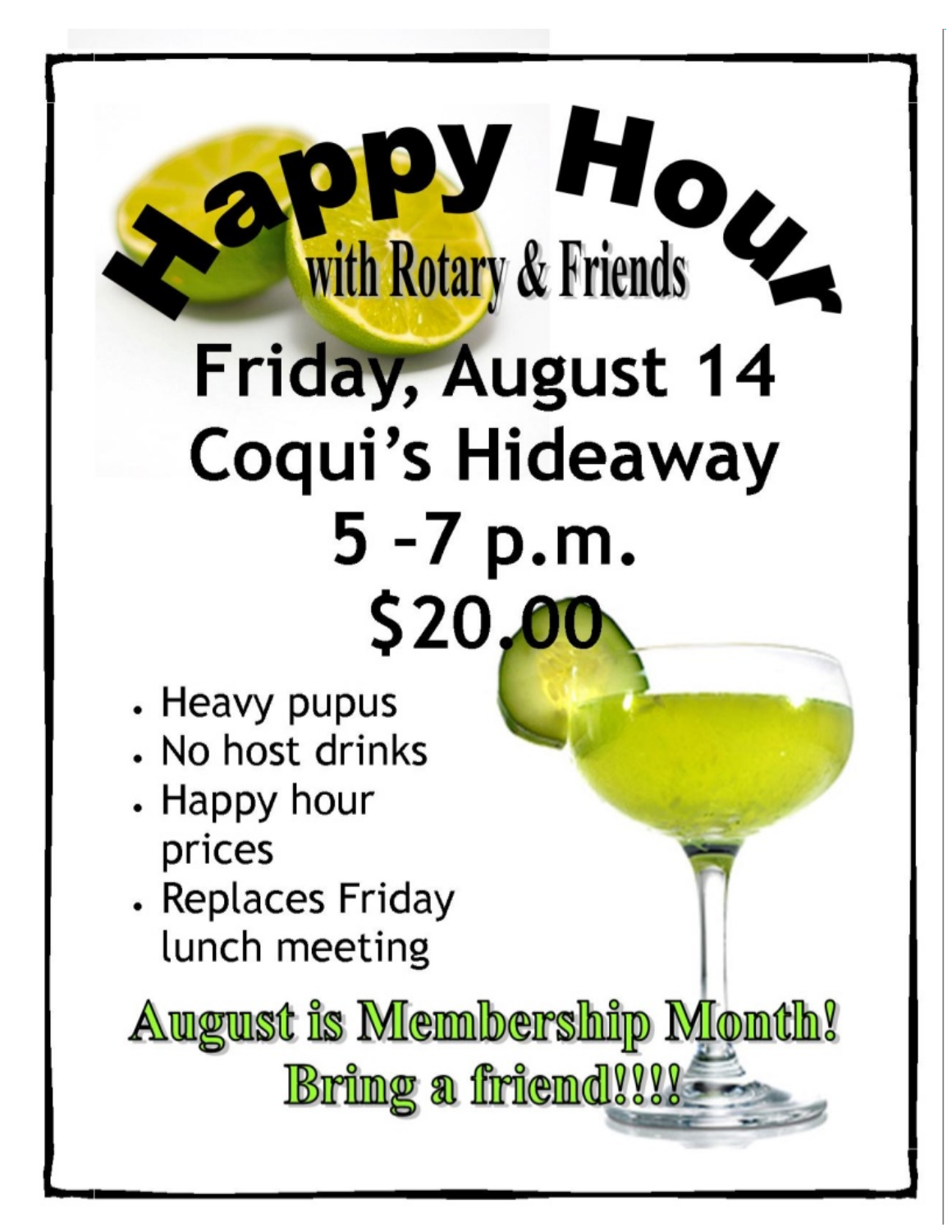# Happy Hour

## with Rotary & Friends

## Friday, August 14
## Coqui's Hideaway
## 5 -7 p.m.
## $20.00

- Heavy pupus
- No host drinks
- Happy hour prices
- Replaces Friday lunch meeting

**August is Membership Month!**
**Bring a friend!!!!**